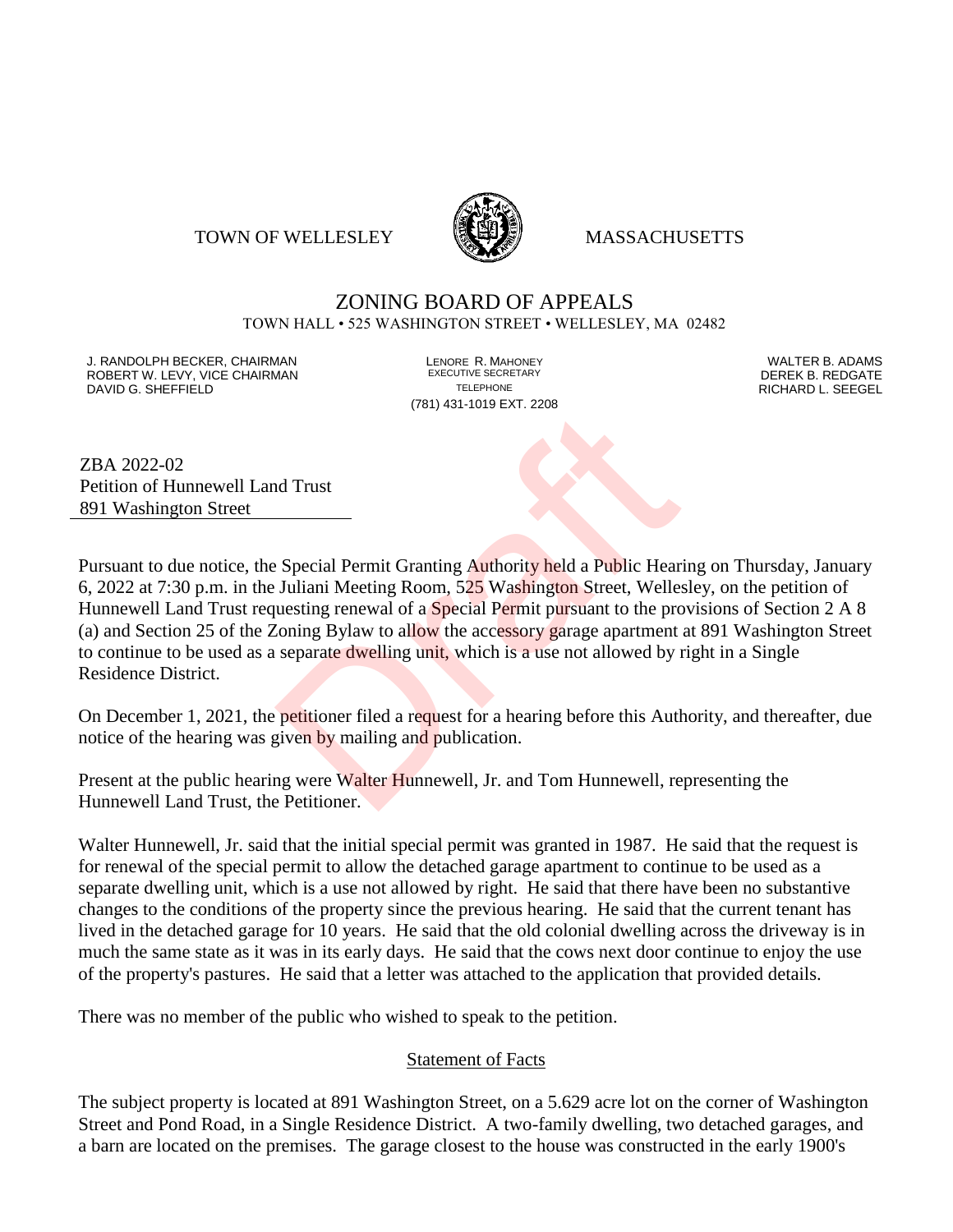TOWN OF WELLESLEY MASSACHUSETTS

# ZONING BOARD OF APPEALS

TOWN HALL • 525 WASHINGTON STREET • WELLESLEY, MA 02482

J. RANDOLPH BECKER, CHAIRMAN
ROBERT W. LEVY, VICE CHAIRMAN
DAVID G. SHEFFIELD

LENORE R. MAHONEY
EXECUTIVE SECRETARY
TELEPHONE
(781) 431-1019 EXT. 2208

WALTER B. ADAMS
DEREK B. REDGATE
RICHARD L. SEEGEL

ZBA 2022-02
Petition of Hunnewell Land Trust
891 Washington Street

Pursuant to due notice, the Special Permit Granting Authority held a Public Hearing on Thursday, January 6, 2022 at 7:30 p.m. in the Juliani Meeting Room, 525 Washington Street, Wellesley, on the petition of Hunnewell Land Trust requesting renewal of a Special Permit pursuant to the provisions of Section 2 A 8 (a) and Section 25 of the Zoning Bylaw to allow the accessory garage apartment at 891 Washington Street to continue to be used as a separate dwelling unit, which is a use not allowed by right in a Single Residence District.

On December 1, 2021, the petitioner filed a request for a hearing before this Authority, and thereafter, due notice of the hearing was given by mailing and publication.

Present at the public hearing were Walter Hunnewell, Jr. and Tom Hunnewell, representing the Hunnewell Land Trust, the Petitioner.

Walter Hunnewell, Jr. said that the initial special permit was granted in 1987. He said that the request is for renewal of the special permit to allow the detached garage apartment to continue to be used as a separate dwelling unit, which is a use not allowed by right. He said that there have been no substantive changes to the conditions of the property since the previous hearing. He said that the current tenant has lived in the detached garage for 10 years. He said that the old colonial dwelling across the driveway is in much the same state as it was in its early days. He said that the cows next door continue to enjoy the use of the property's pastures. He said that a letter was attached to the application that provided details.

There was no member of the public who wished to speak to the petition.

## Statement of Facts

The subject property is located at 891 Washington Street, on a 5.629 acre lot on the corner of Washington Street and Pond Road, in a Single Residence District. A two-family dwelling, two detached garages, and a barn are located on the premises. The garage closest to the house was constructed in the early 1900's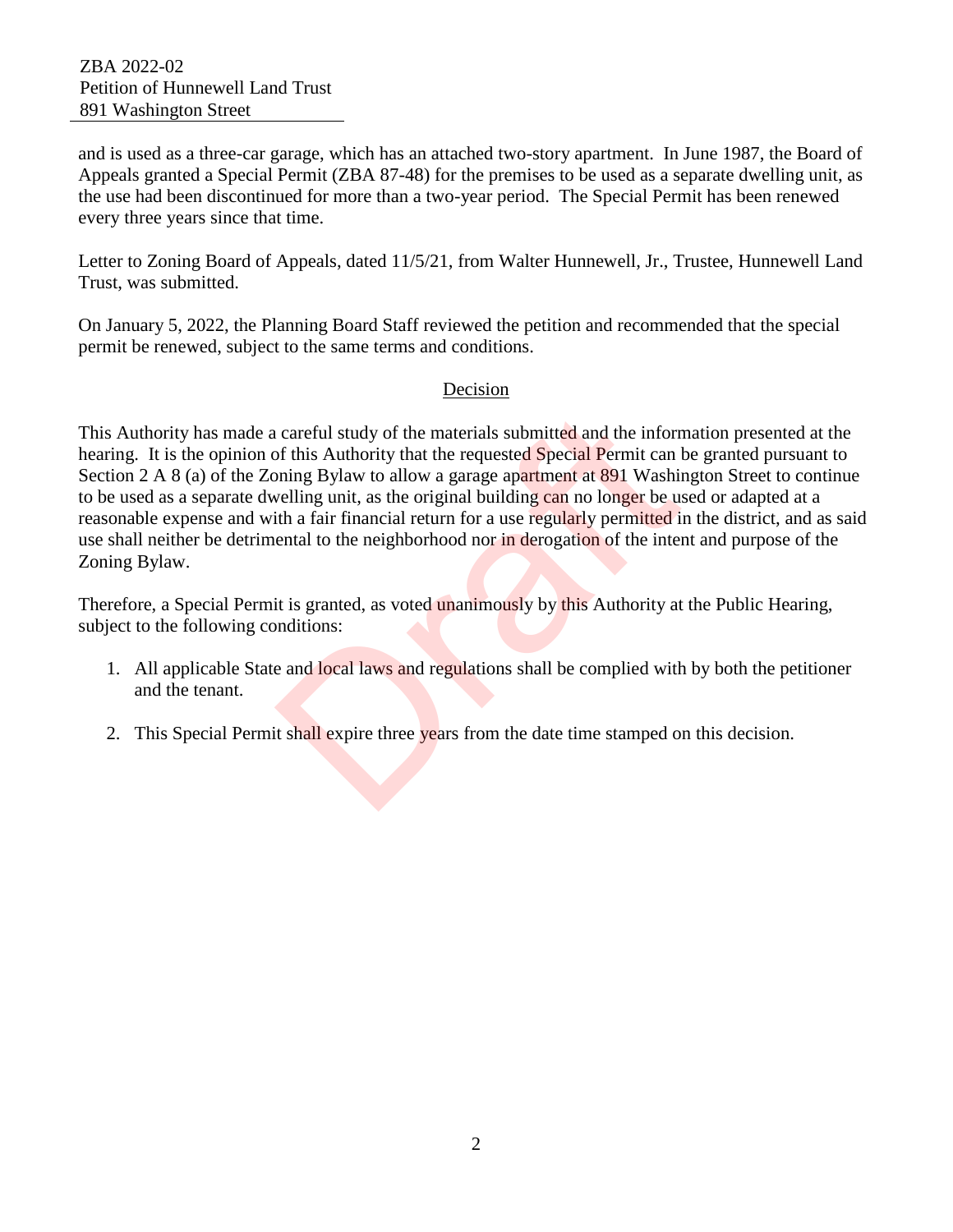and is used as a three-car garage, which has an attached two-story apartment. In June 1987, the Board of Appeals granted a Special Permit (ZBA 87-48) for the premises to be used as a separate dwelling unit, as the use had been discontinued for more than a two-year period. The Special Permit has been renewed every three years since that time.

Letter to Zoning Board of Appeals, dated 11/5/21, from Walter Hunnewell, Jr., Trustee, Hunnewell Land Trust, was submitted.

On January 5, 2022, the Planning Board Staff reviewed the petition and recommended that the special permit be renewed, subject to the same terms and conditions.

## Decision

This Authority has made a careful study of the materials submitted and the information presented at the hearing. It is the opinion of this Authority that the requested Special Permit can be granted pursuant to Section 2 A 8 (a) of the Zoning Bylaw to allow a garage apartment at 891 Washington Street to continue to be used as a separate dwelling unit, as the original building can no longer be used or adapted at a reasonable expense and with a fair financial return for a use regularly permitted in the district, and as said use shall neither be detrimental to the neighborhood nor in derogation of the intent and purpose of the Zoning Bylaw.

Therefore, a Special Permit is granted, as voted unanimously by this Authority at the Public Hearing, subject to the following conditions:

1. All applicable State and local laws and regulations shall be complied with by both the petitioner and the tenant.

2. This Special Permit shall expire three years from the date time stamped on this decision.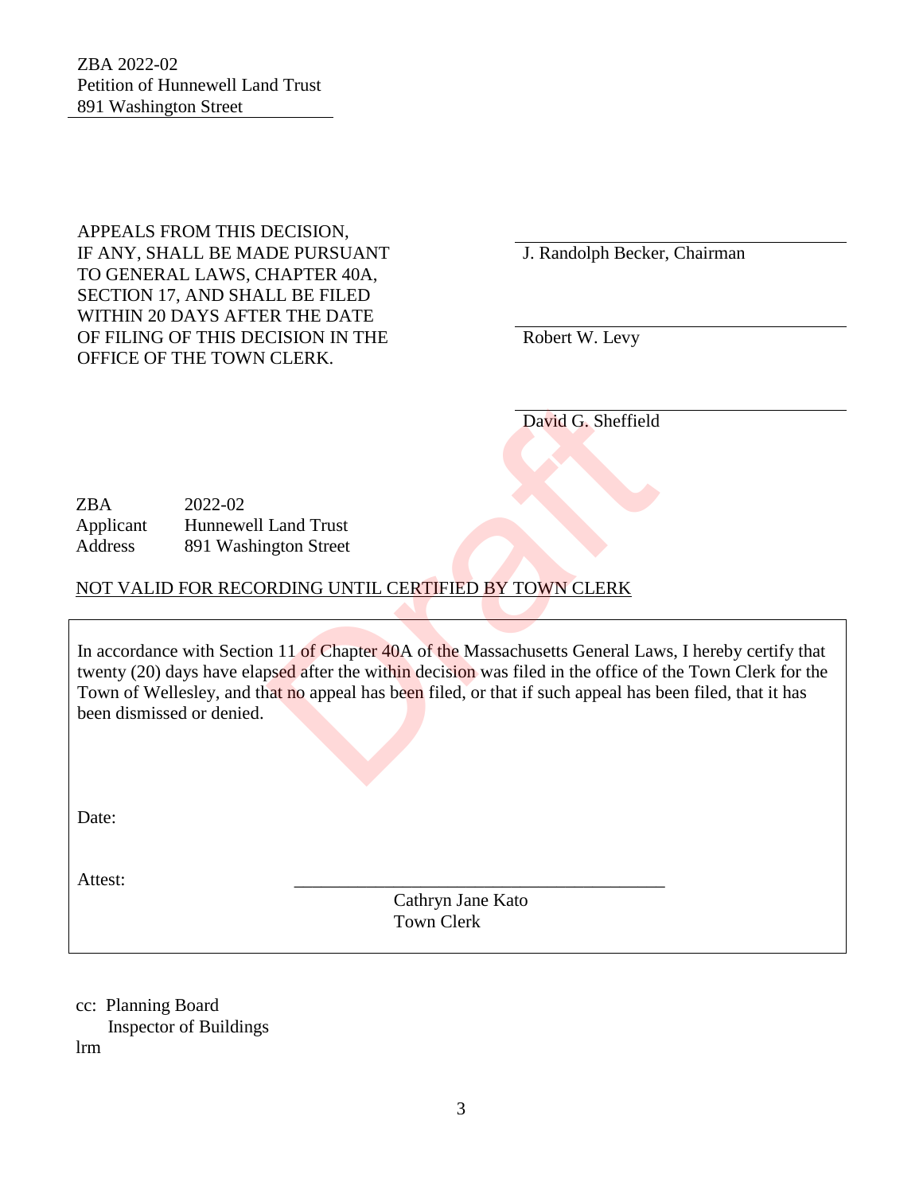ZBA 2022-02
Petition of Hunnewell Land Trust
891 Washington Street

APPEALS FROM THIS DECISION, IF ANY, SHALL BE MADE PURSUANT TO GENERAL LAWS, CHAPTER 40A, SECTION 17, AND SHALL BE FILED WITHIN 20 DAYS AFTER THE DATE OF FILING OF THIS DECISION IN THE OFFICE OF THE TOWN CLERK.

J. Randolph Becker, Chairman

Robert W. Levy

David G. Sheffield

Draft

| | |
|---|---|
| ZBA | 2022-02 |
| Applicant | Hunnewell Land Trust |
| Address | 891 Washington Street |

NOT VALID FOR RECORDING UNTIL CERTIFIED BY TOWN CLERK

In accordance with Section 11 of Chapter 40A of the Massachusetts General Laws, I hereby certify that twenty (20) days have elapsed after the within decision was filed in the office of the Town Clerk for the Town of Wellesley, and that no appeal has been filed, or that if such appeal has been filed, that it has been dismissed or denied.

Date:

Attest: ________________________________________
Cathryn Jane Kato
Town Clerk

cc: Planning Board
Inspector of Buildings
lrm